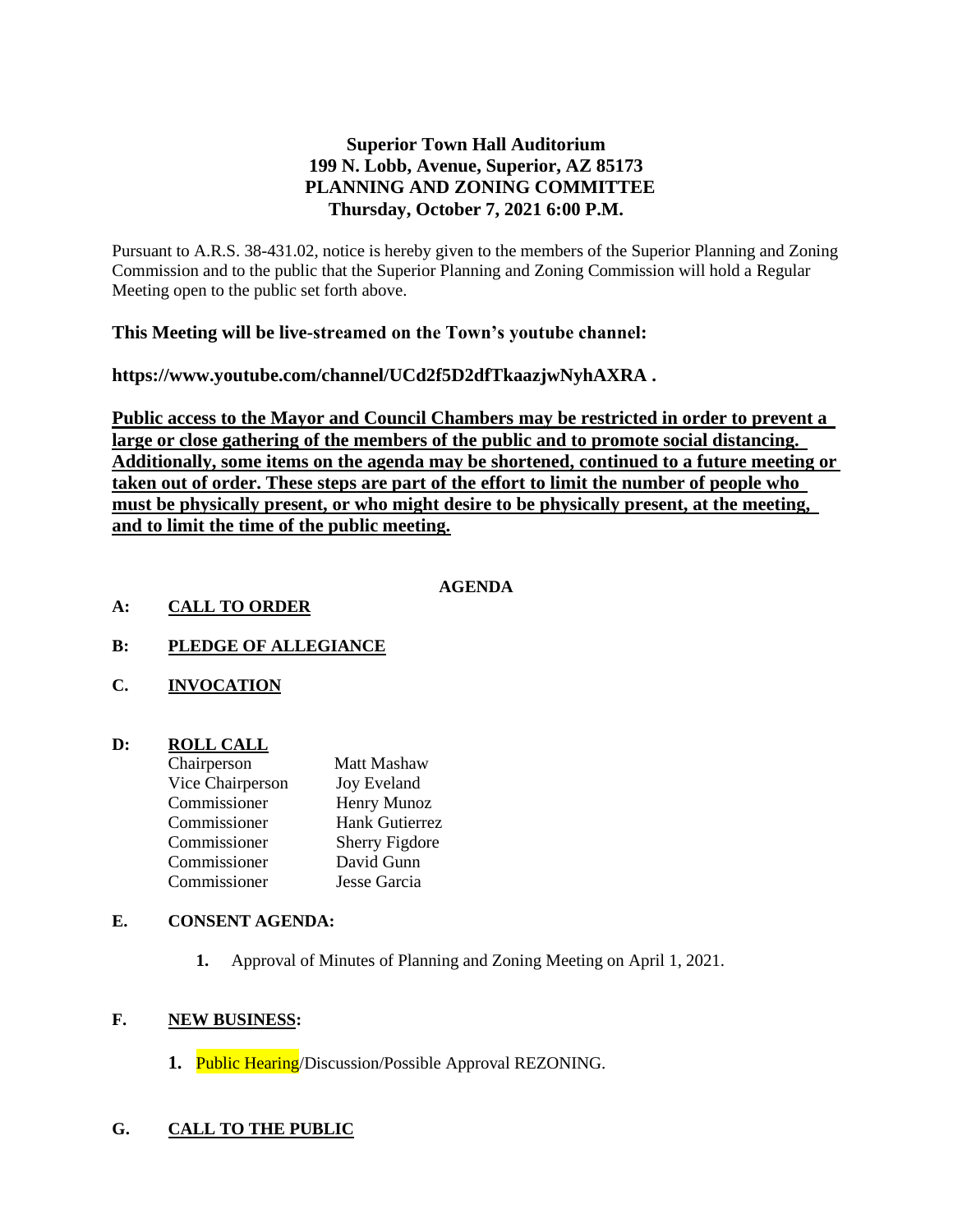**Superior Town Hall Auditorium**
**199 N. Lobb, Avenue, Superior, AZ 85173**
**PLANNING AND ZONING COMMITTEE**
**Thursday, October 7, 2021 6:00 P.M.**

Pursuant to A.R.S. 38-431.02, notice is hereby given to the members of the Superior Planning and Zoning Commission and to the public that the Superior Planning and Zoning Commission will hold a Regular Meeting open to the public set forth above.

**This Meeting will be live-streamed on the Town's youtube channel:**

**https://www.youtube.com/channel/UCd2f5D2dfTkaazjwNyhAXRA .**

**Public access to the Mayor and Council Chambers may be restricted in order to prevent a large or close gathering of the members of the public and to promote social distancing. Additionally, some items on the agenda may be shortened, continued to a future meeting or taken out of order. These steps are part of the effort to limit the number of people who must be physically present, or who might desire to be physically present, at the meeting, and to limit the time of the public meeting.**

**AGENDA**

**A: CALL TO ORDER**

**B: PLEDGE OF ALLEGIANCE**

**C. INVOCATION**

**D: ROLL CALL**

| | |
|---|---|
| Chairperson | Matt Mashaw |
| Vice Chairperson | Joy Eveland |
| Commissioner | Henry Munoz |
| Commissioner | Hank Gutierrez |
| Commissioner | Sherry Figdore |
| Commissioner | David Gunn |
| Commissioner | Jesse Garcia |

**E. CONSENT AGENDA:**

1. Approval of Minutes of Planning and Zoning Meeting on April 1, 2021.

**F. NEW BUSINESS:**

1. Public Hearing/Discussion/Possible Approval REZONING.

**G. CALL TO THE PUBLIC**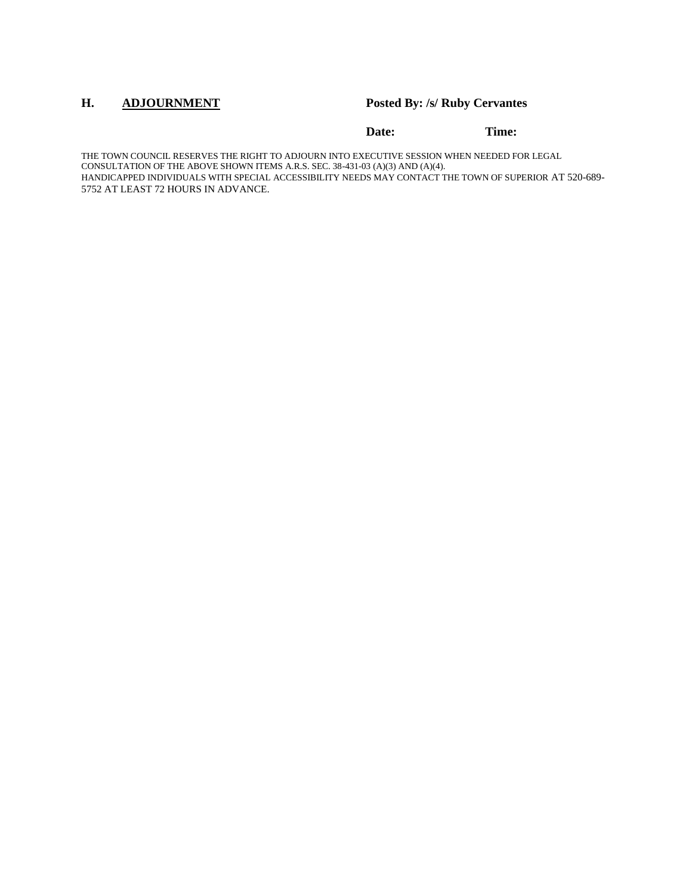**H. <u>ADJOURNMENT</u>** **Posted By: /s/ Ruby Cervantes**

**Date:** **Time:**

THE TOWN COUNCIL RESERVES THE RIGHT TO ADJOURN INTO EXECUTIVE SESSION WHEN NEEDED FOR LEGAL CONSULTATION OF THE ABOVE SHOWN ITEMS A.R.S. SEC. 38-431-03 (A)(3) AND (A)(4).
HANDICAPPED INDIVIDUALS WITH SPECIAL ACCESSIBILITY NEEDS MAY CONTACT THE TOWN OF SUPERIOR AT 520-689-5752 AT LEAST 72 HOURS IN ADVANCE.